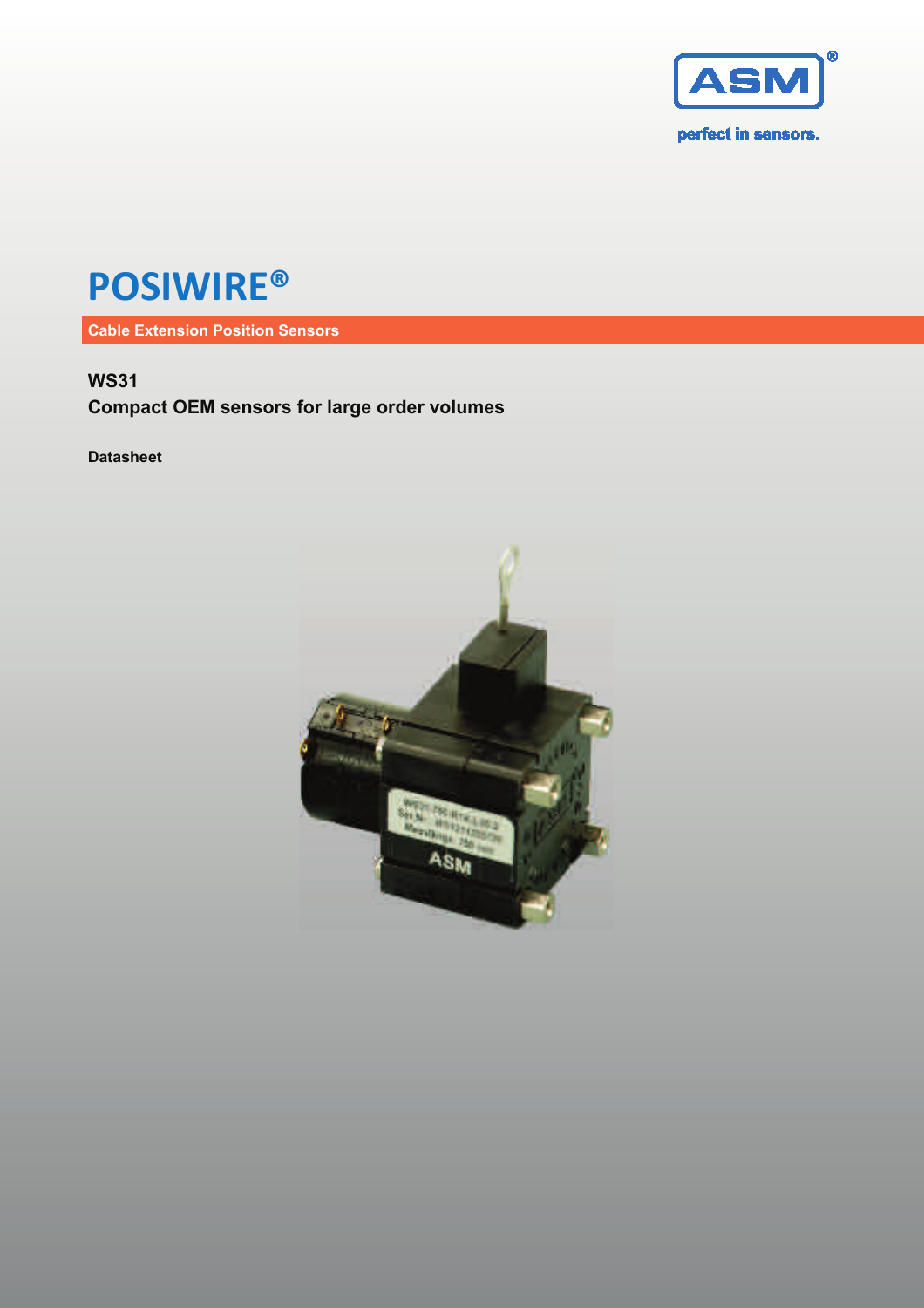ASM®

perfect in sensors.

# POSIWIRE®

**Cable Extension Position Sensors**

## WS31

## Compact OEM sensors for large order volumes

**Datasheet**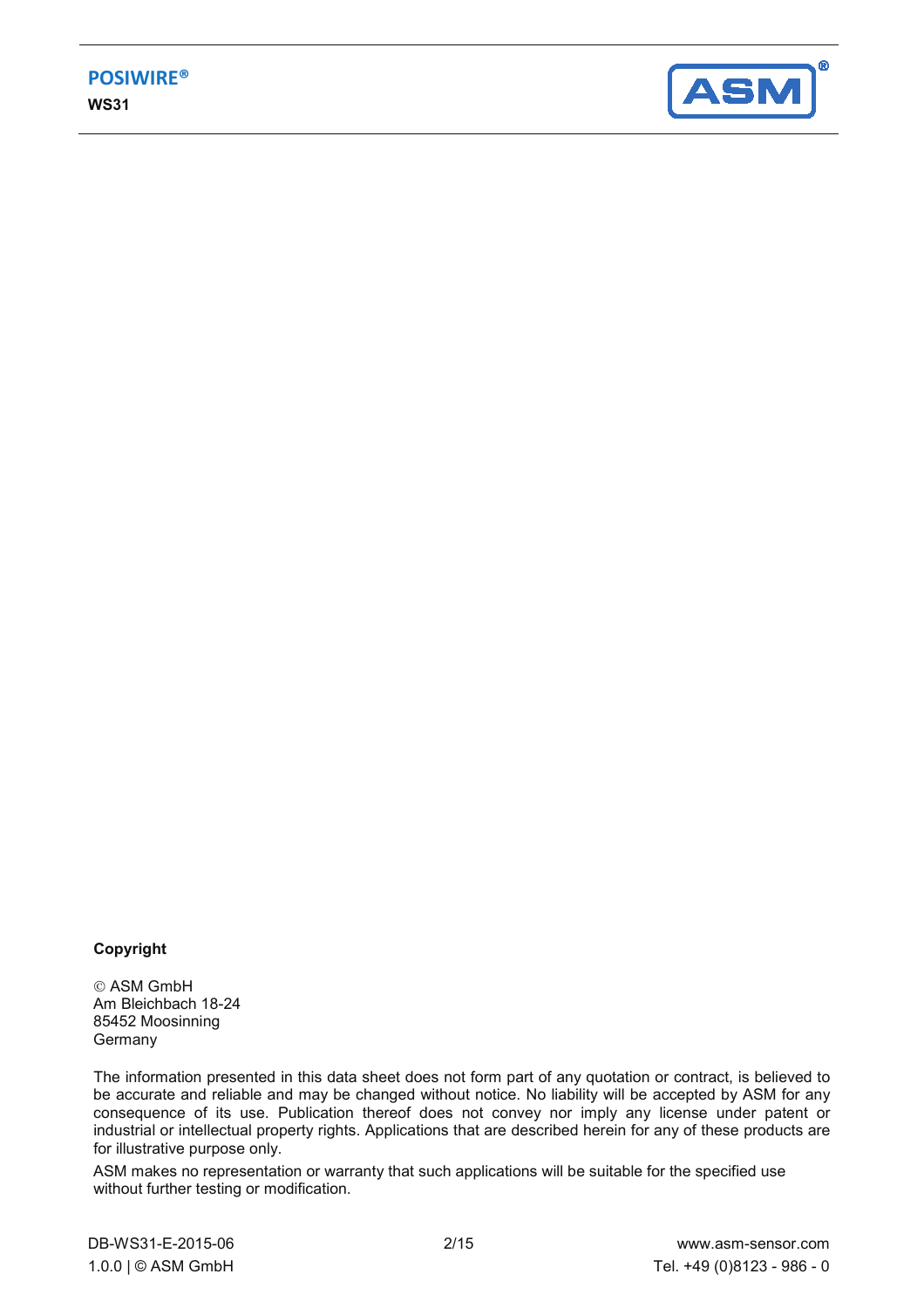**Copyright**

© ASM GmbH
Am Bleichbach 18-24
85452 Moosinning
Germany

The information presented in this data sheet does not form part of any quotation or contract, is believed to be accurate and reliable and may be changed without notice. No liability will be accepted by ASM for any consequence of its use. Publication thereof does not convey nor imply any license under patent or industrial or intellectual property rights. Applications that are described herein for any of these products are for illustrative purpose only.

ASM makes no representation or warranty that such applications will be suitable for the specified use without further testing or modification.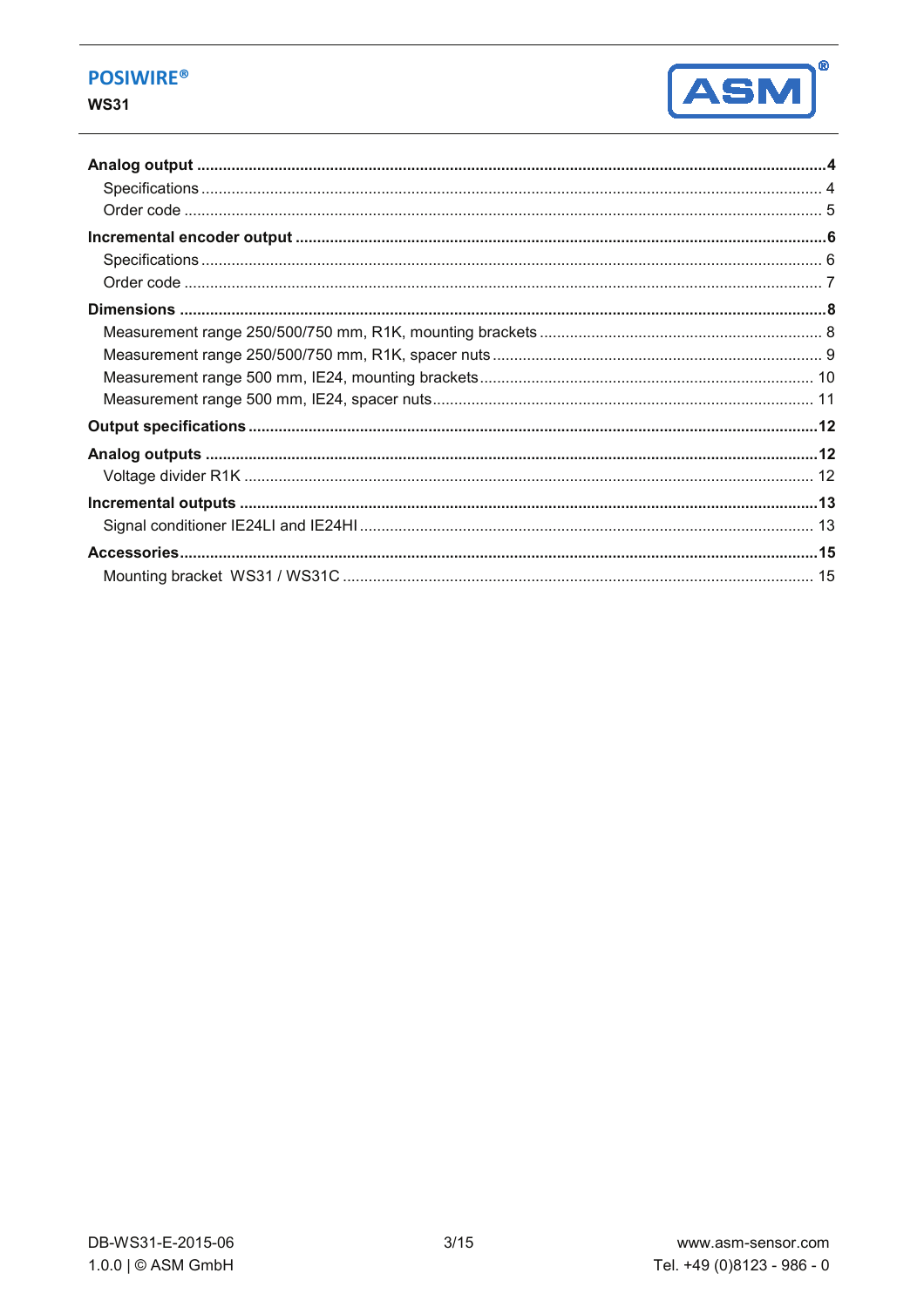**Analog output** ..... 4

Specifications ..... 4

Order code ..... 5

**Incremental encoder output** ..... 6

Specifications ..... 6

Order code ..... 7

**Dimensions** ..... 8

Measurement range 250/500/750 mm, R1K, mounting brackets ..... 8

Measurement range 250/500/750 mm, R1K, spacer nuts ..... 9

Measurement range 500 mm, IE24, mounting brackets ..... 10

Measurement range 500 mm, IE24, spacer nuts ..... 11

**Output specifications** ..... 12

**Analog outputs** ..... 12

Voltage divider R1K ..... 12

**Incremental outputs** ..... 13

Signal conditioner IE24LI and IE24HI ..... 13

**Accessories** ..... 15

Mounting bracket WS31 / WS31C ..... 15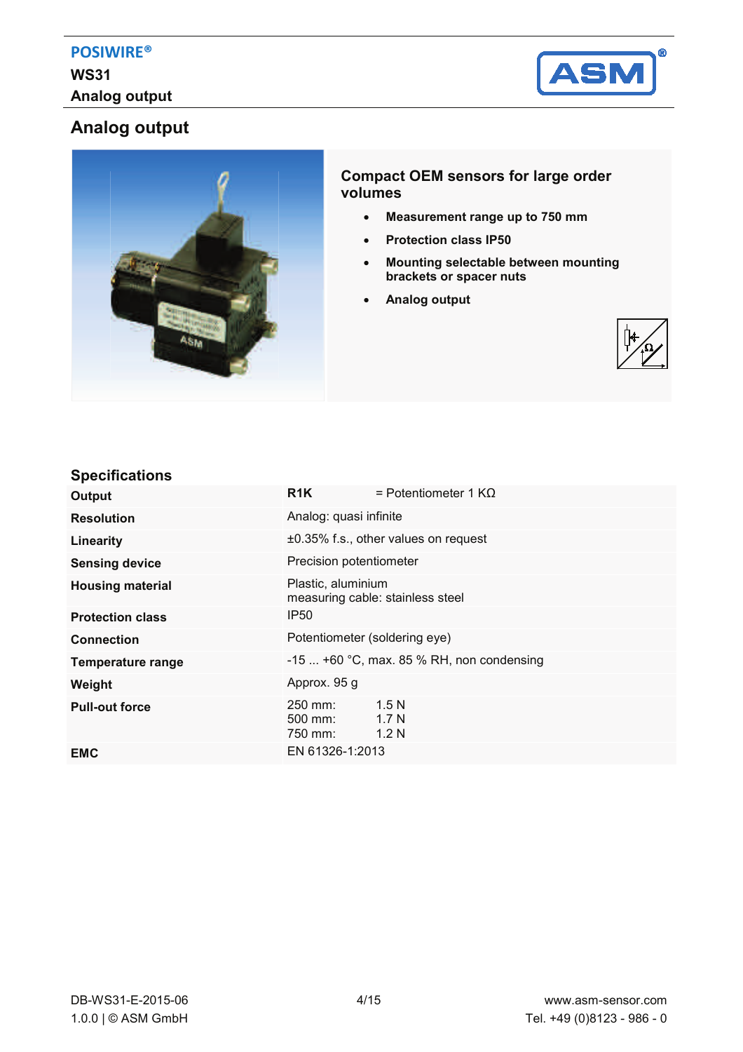# Analog output

## Compact OEM sensors for large order volumes

- **Measurement range up to 750 mm**
- **Protection class IP50**
- **Mounting selectable between mounting brackets or spacer nuts**
- **Analog output**

## Specifications

| | |
|---|---|
| **Output** | **R1K** = Potentiometer 1 KΩ |
| **Resolution** | Analog: quasi infinite |
| **Linearity** | ±0.35% f.s., other values on request |
| **Sensing device** | Precision potentiometer |
| **Housing material** | Plastic, aluminium<br>measuring cable: stainless steel |
| **Protection class** | IP50 |
| **Connection** | Potentiometer (soldering eye) |
| **Temperature range** | -15 ... +60 °C, max. 85 % RH, non condensing |
| **Weight** | Approx. 95 g |
| **Pull-out force** | 250 mm: 1.5 N<br>500 mm: 1.7 N<br>750 mm: 1.2 N |
| **EMC** | EN 61326-1:2013 |

DB-WS31-E-2015-06
1.0.0 | © ASM GmbH

www.asm-sensor.com
Tel. +49 (0)8123 - 986 - 0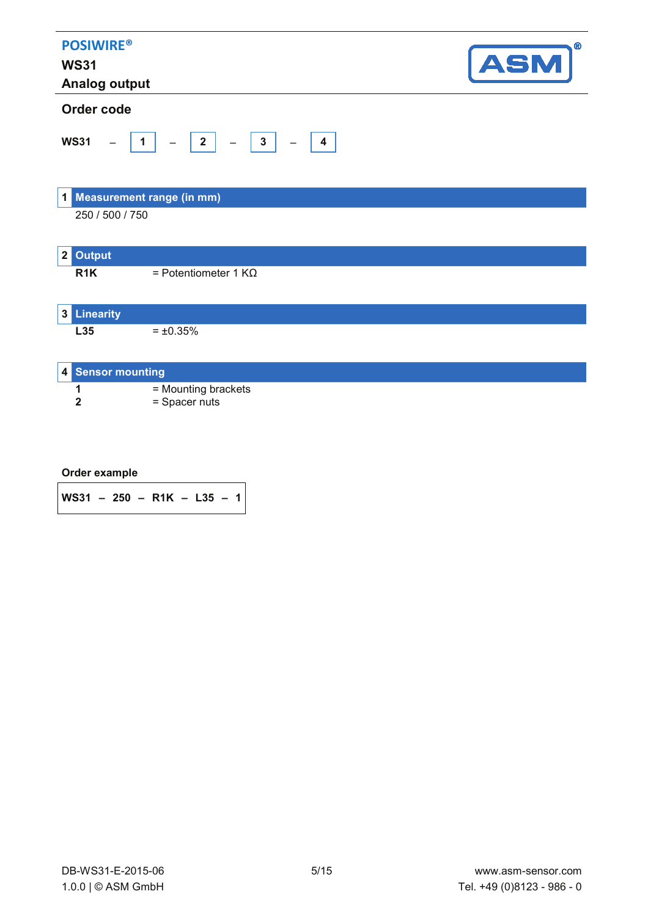## Order code

**WS31** – **1** – **2** – **3** – **4**

| 1 | Measurement range (in mm) |
|---|---|
| | 250 / 500 / 750 |

| 2 | Output |
|---|---|
| **R1K** | = Potentiometer 1 KΩ |

| 3 | Linearity |
|---|---|
| **L35** | = ±0.35% |

| 4 | Sensor mounting |
|---|---|
| **1** | = Mounting brackets |
| **2** | = Spacer nuts |

**Order example**

**WS31 – 250 – R1K – L35 – 1**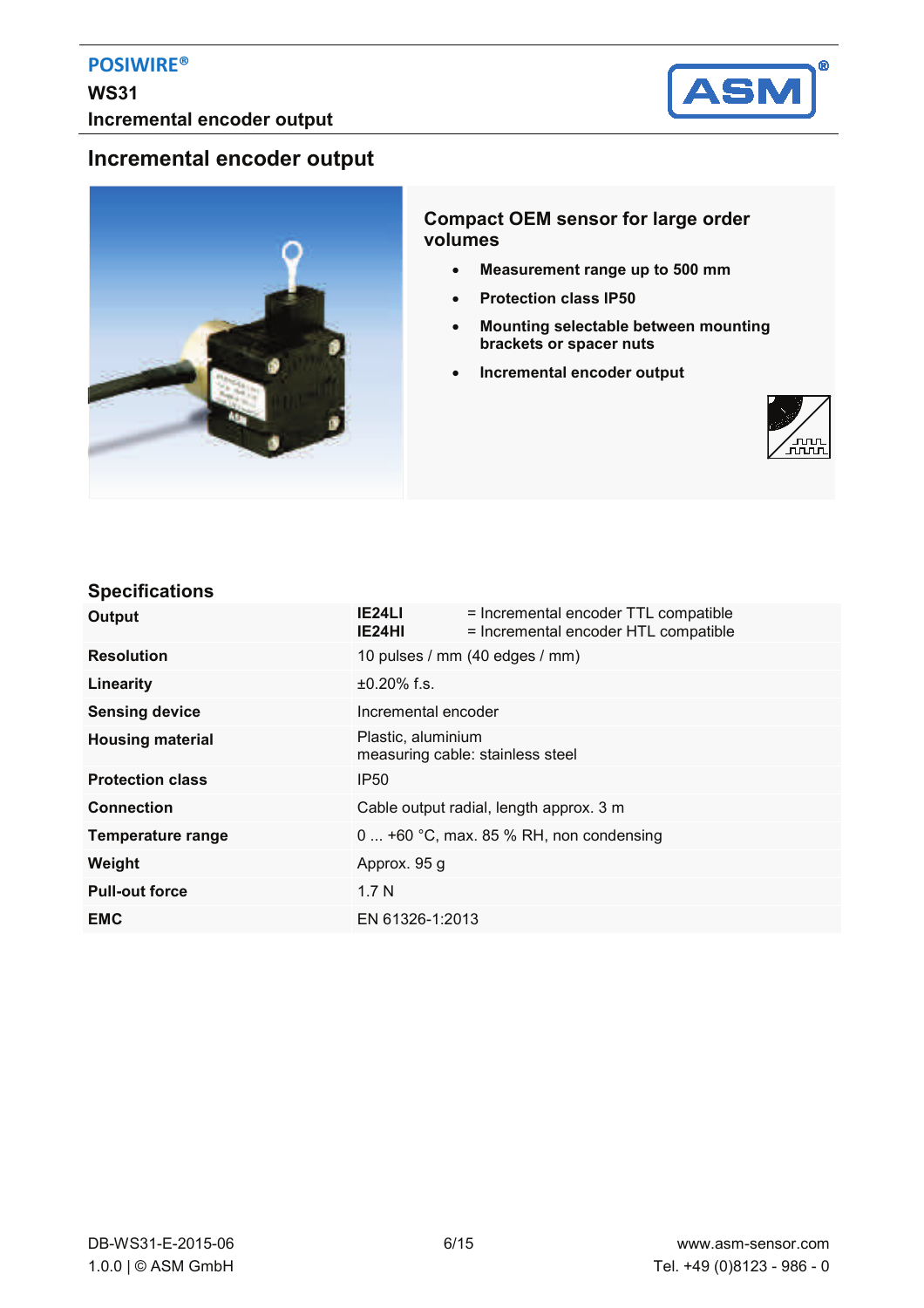# Incremental encoder output

## Compact OEM sensor for large order volumes

- **Measurement range up to 500 mm**
- **Protection class IP50**
- **Mounting selectable between mounting brackets or spacer nuts**
- **Incremental encoder output**

## Specifications

| | |
|---|---|
| **Output** | **IE24LI** = Incremental encoder TTL compatible<br>**IE24HI** = Incremental encoder HTL compatible |
| **Resolution** | 10 pulses / mm (40 edges / mm) |
| **Linearity** | ±0.20% f.s. |
| **Sensing device** | Incremental encoder |
| **Housing material** | Plastic, aluminium<br>measuring cable: stainless steel |
| **Protection class** | IP50 |
| **Connection** | Cable output radial, length approx. 3 m |
| **Temperature range** | 0 ... +60 °C, max. 85 % RH, non condensing |
| **Weight** | Approx. 95 g |
| **Pull-out force** | 1.7 N |
| **EMC** | EN 61326-1:2013 |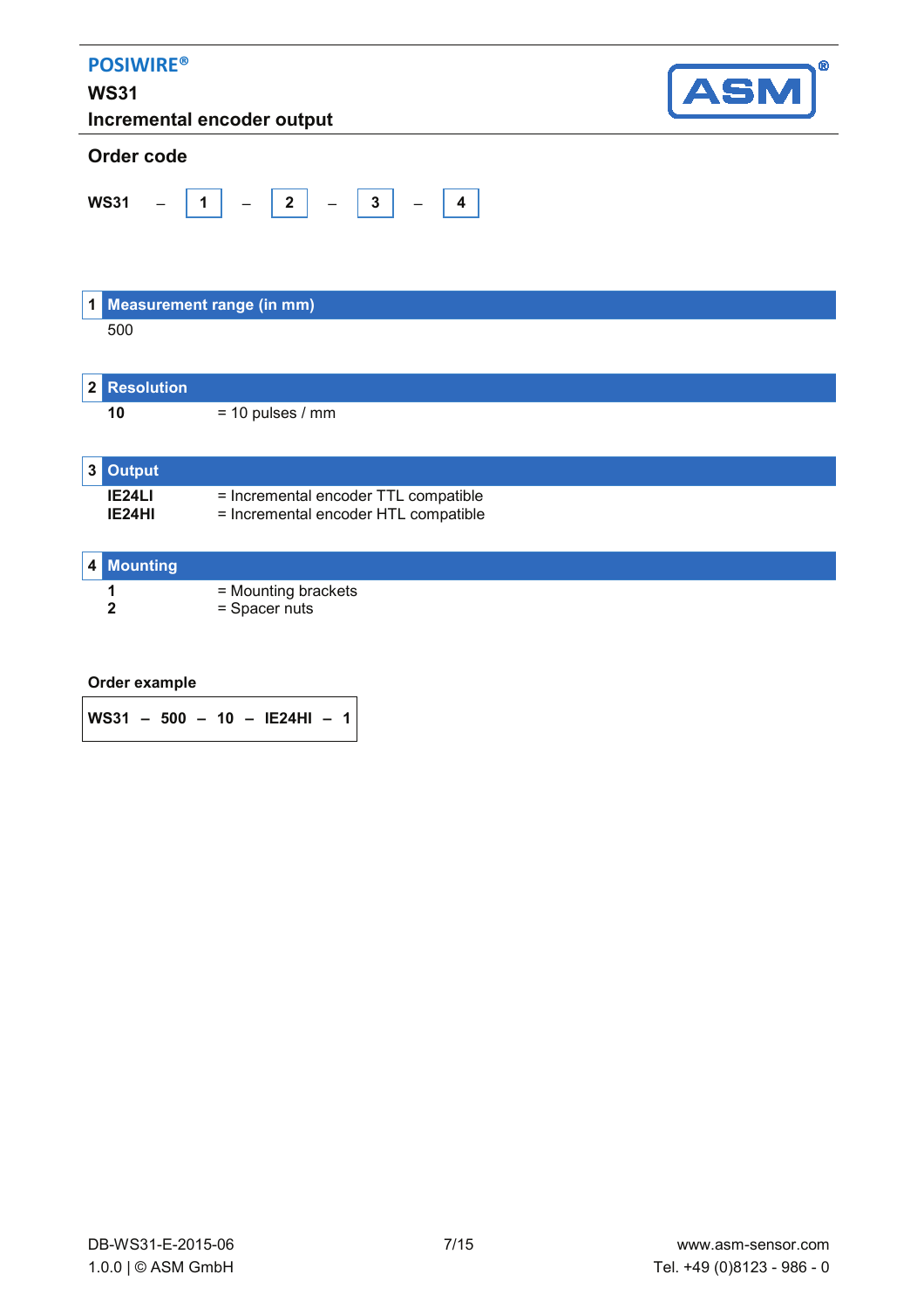## Order code

**WS31** – **1** – **2** – **3** – **4**

### 1 Measurement range (in mm)

500

### 2 Resolution

| | |
|---|---|
| **10** | = 10 pulses / mm |

### 3 Output

| | |
|---|---|
| **IE24LI** | = Incremental encoder TTL compatible |
| **IE24HI** | = Incremental encoder HTL compatible |

### 4 Mounting

| | |
|---|---|
| **1** | = Mounting brackets |
| **2** | = Spacer nuts |

**Order example**

**WS31 – 500 – 10 – IE24HI – 1**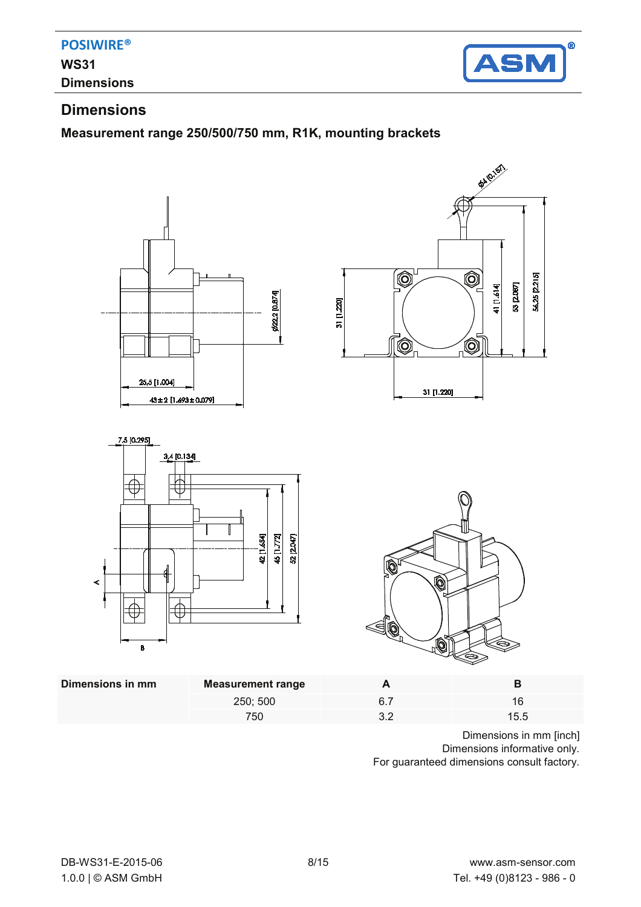## Dimensions

### Measurement range 250/500/750 mm, R1K, mounting brackets

| Dimensions in mm | Measurement range | A | B |
|---|---|---|---|
| | 250; 500 | 6.7 | 16 |
| | 750 | 3.2 | 15.5 |

Dimensions in mm [inch]
Dimensions informative only.
For guaranteed dimensions consult factory.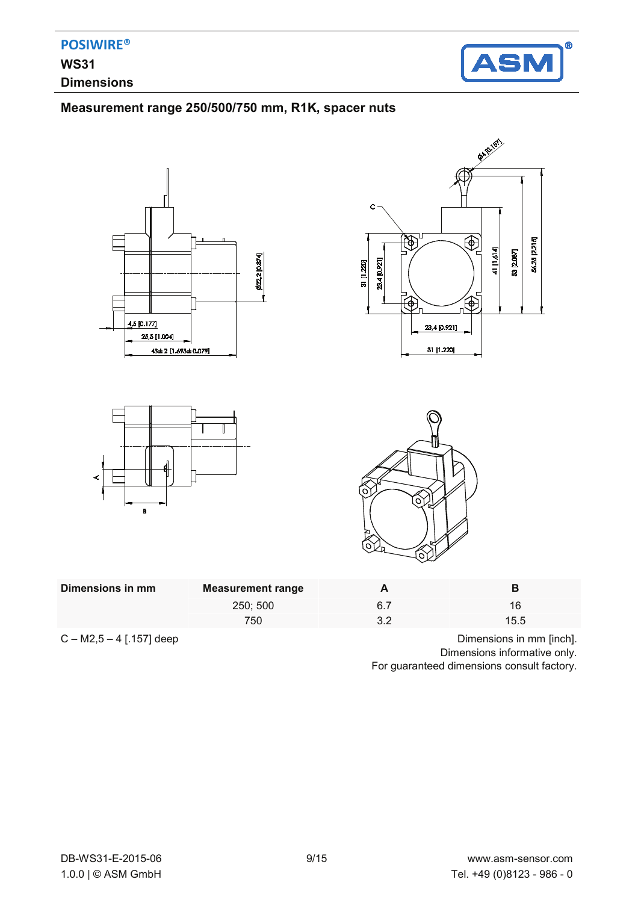POSIWIRE®

**WS31**

**Dimensions**

## Measurement range 250/500/750 mm, R1K, spacer nuts

| Dimensions in mm | Measurement range | A | B |
|---|---|---|---|
| | 250; 500 | 6.7 | 16 |
| | 750 | 3.2 | 15.5 |

C – M2,5 – 4 [.157] deep

Dimensions in mm [inch].
Dimensions informative only.
For guaranteed dimensions consult factory.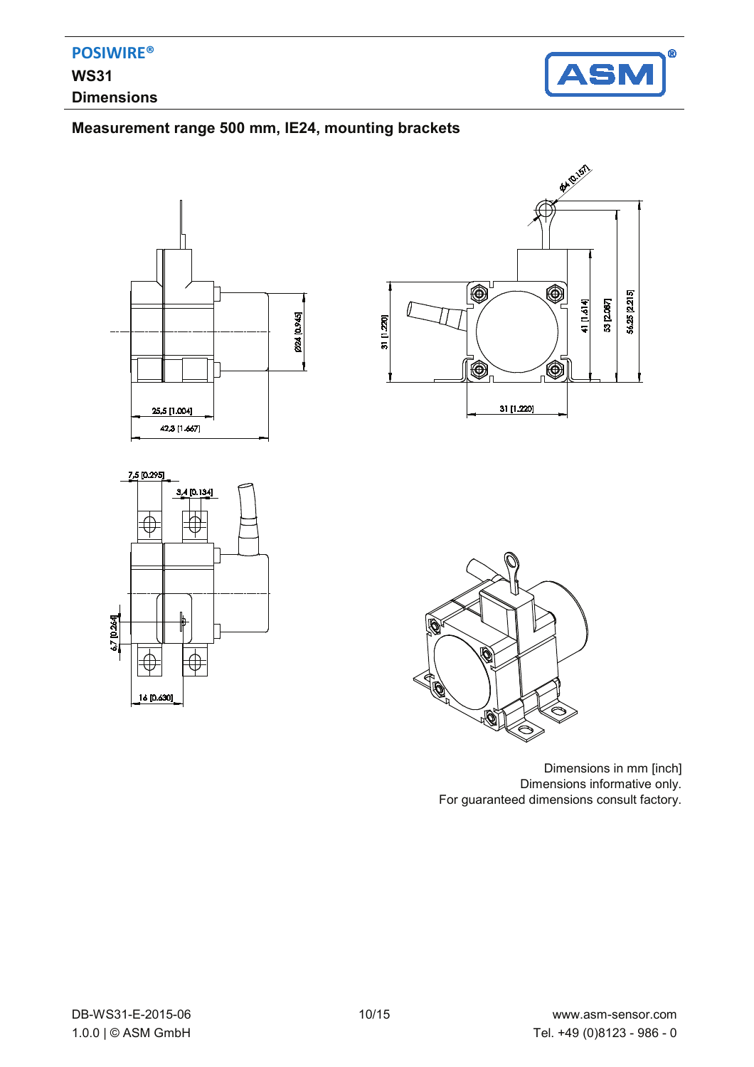## Measurement range 500 mm, IE24, mounting brackets

Dimensions in mm [inch]
Dimensions informative only.
For guaranteed dimensions consult factory.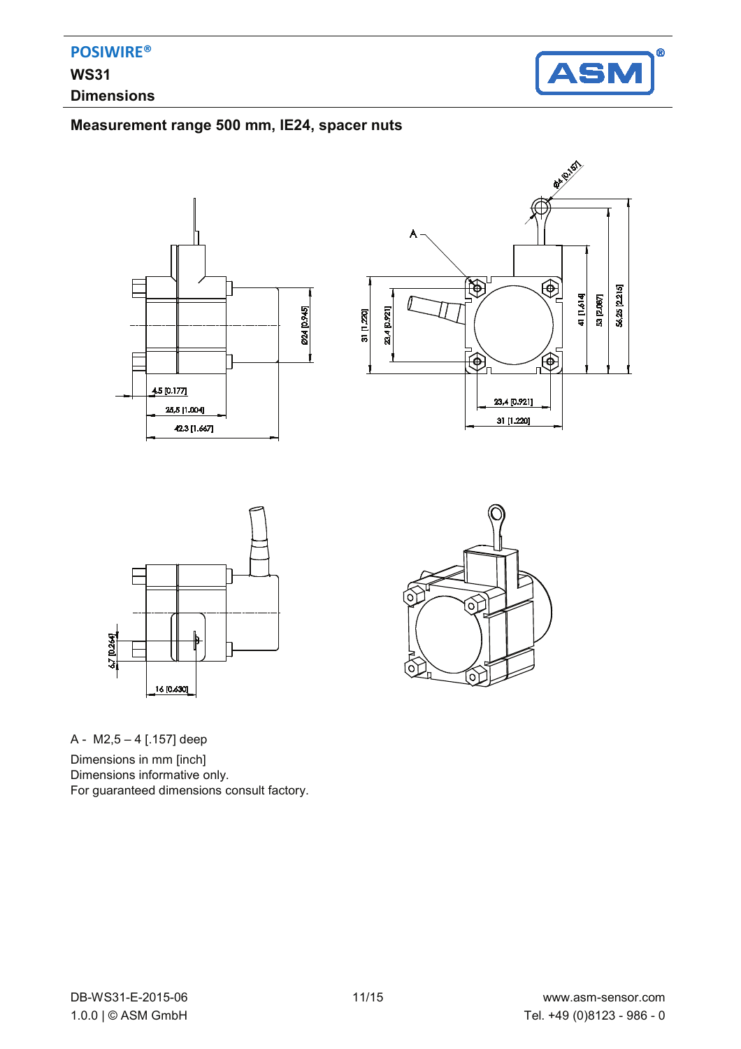## Measurement range 500 mm, IE24, spacer nuts

A - M2,5 – 4 [.157] deep

Dimensions in mm [inch]
Dimensions informative only.
For guaranteed dimensions consult factory.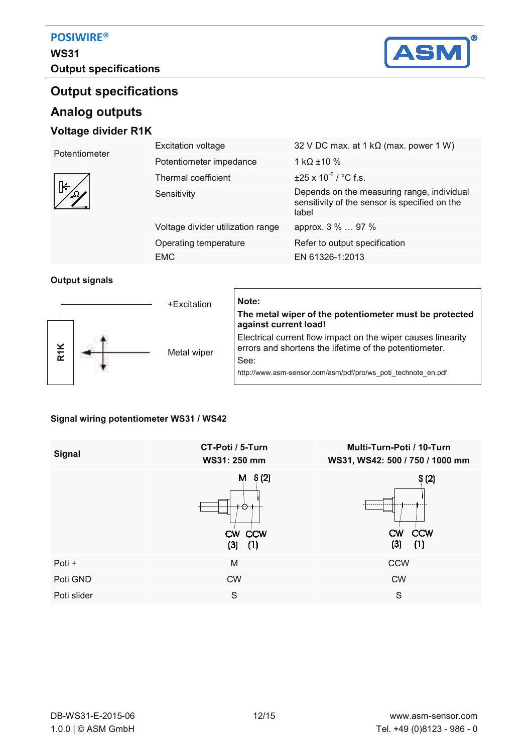# Output specifications

## Analog outputs

### Voltage divider R1K

| Potentiometer | Excitation voltage | 32 V DC max. at 1 kΩ (max. power 1 W) |
|---|---|---|
| | Potentiometer impedance | 1 kΩ ±10 % |
| | Thermal coefficient | ±25 x $10^{-6}$ / °C f.s. |
| | Sensitivity | Depends on the measuring range, individual sensitivity of the sensor is specified on the label |
| | Voltage divider utilization range | approx. 3 % … 97 % |
| | Operating temperature | Refer to output specification |
| | EMC | EN 61326-1:2013 |

**Output signals**

R1K

+Excitation

Metal wiper

**Note:**

**The metal wiper of the potentiometer must be protected against current load!**

Electrical current flow impact on the wiper causes linearity errors and shortens the lifetime of the potentiometer.

See:

http://www.asm-sensor.com/asm/pdf/pro/ws_poti_technote_en.pdf

**Signal wiring potentiometer WS31 / WS42**

| Signal | CT-Poti / 5-Turn<br>WS31: 250 mm | Multi-Turn-Poti / 10-Turn<br>WS31, WS42: 500 / 750 / 1000 mm |
|---|---|---|
| | M S (2)<br>CW CCW<br>(3) (1) | S (2)<br>CW CCW<br>(3) (1) |
| Poti + | M | CCW |
| Poti GND | CW | CW |
| Poti slider | S | S |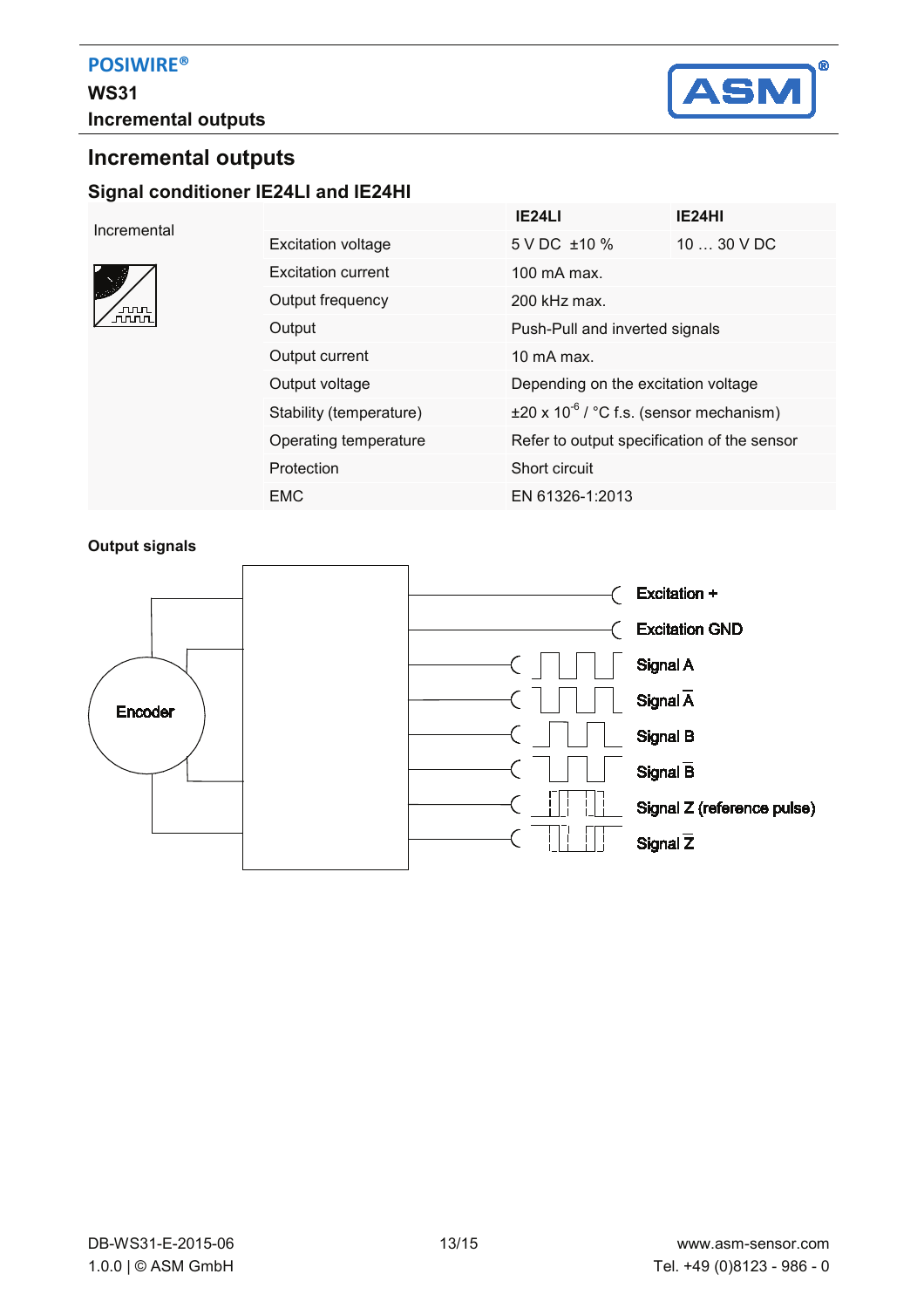# Incremental outputs

## Signal conditioner IE24LI and IE24HI

| Incremental | | IE24LI | IE24HI |
|---|---|---|---|
| | Excitation voltage | 5 V DC ±10 % | 10 … 30 V DC |
| | Excitation current | 100 mA max. | |
| | Output frequency | 200 kHz max. | |
| | Output | Push-Pull and inverted signals | |
| | Output current | 10 mA max. | |
| | Output voltage | Depending on the excitation voltage | |
| | Stability (temperature) | ±20 x $10^{-6}$ / °C f.s. (sensor mechanism) | |
| | Operating temperature | Refer to output specification of the sensor | |
| | Protection | Short circuit | |
| | EMC | EN 61326-1:2013 | |

**Output signals**

Encoder

- Excitation +
- Excitation GND
- Signal A
- Signal $\overline{A}$
- Signal B
- Signal $\overline{B}$
- Signal Z (reference pulse)
- Signal $\overline{Z}$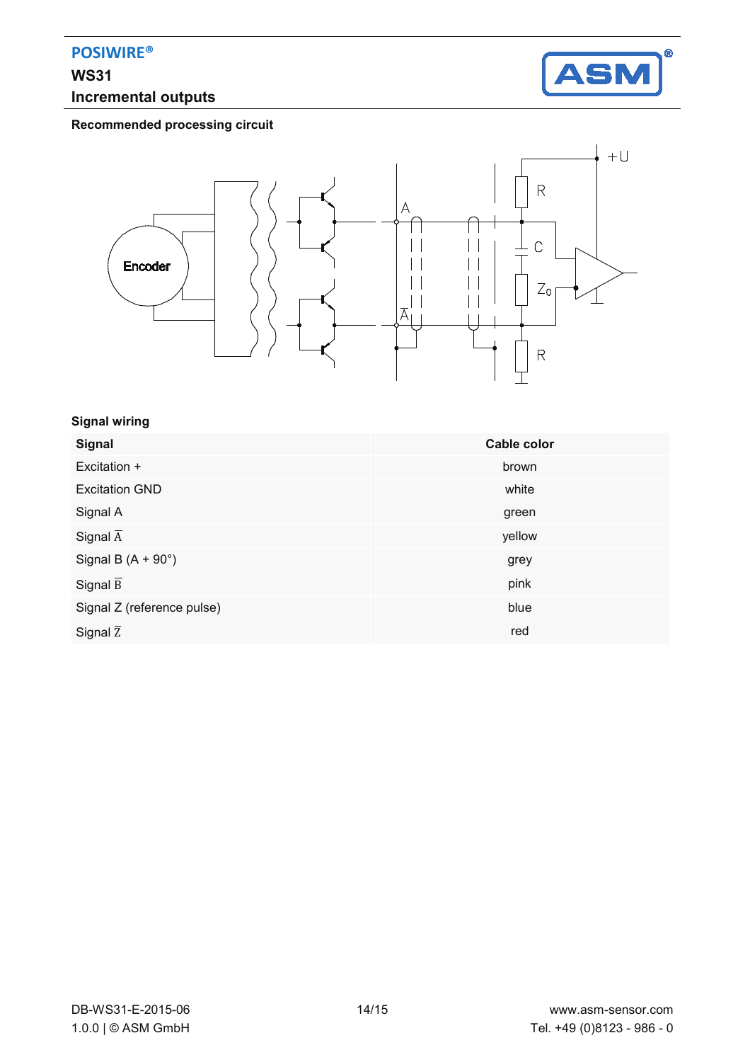**POSIWIRE®**

**WS31**

**Incremental outputs**

**Recommended processing circuit**

**Signal wiring**

| Signal | Cable color |
|---|---|
| Excitation + | brown |
| Excitation GND | white |
| Signal A | green |
| Signal $\overline{A}$ | yellow |
| Signal B (A + 90°) | grey |
| Signal $\overline{B}$ | pink |
| Signal Z (reference pulse) | blue |
| Signal $\overline{Z}$ | red |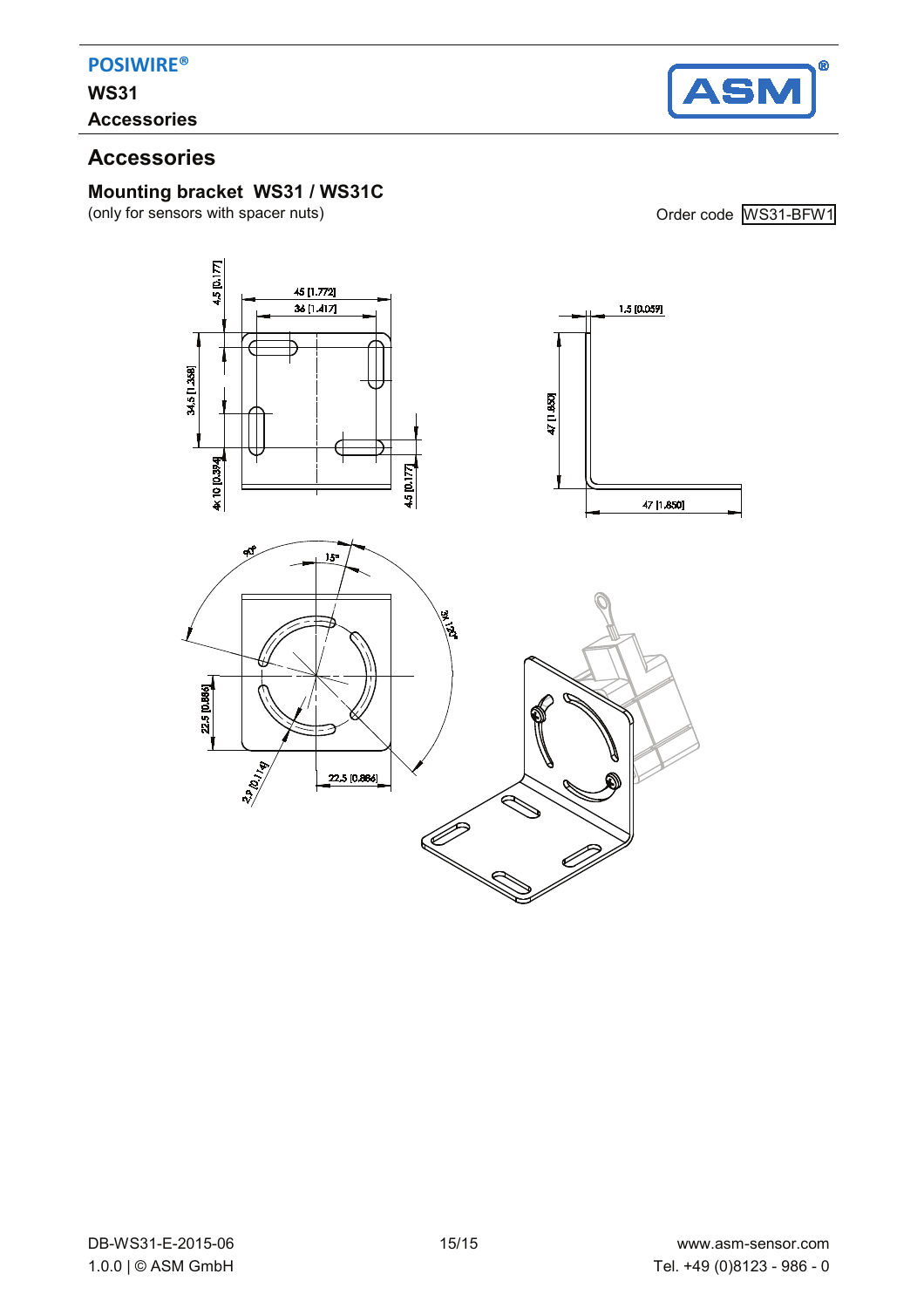# Accessories

## Mounting bracket WS31 / WS31C

(only for sensors with spacer nuts)

Order code WS31-BFW1

45 [1.772]
36 [1.417]
4.5 [0.177]
34.5 [1.358]
4x 10 [0.394]
4.5 [0.177]
1.5 [0.059]
47 [1.850]
47 [1.850]
90°
15°
120°
22.5 [0.886]
2.9 [0.114]
22.5 [0.886]